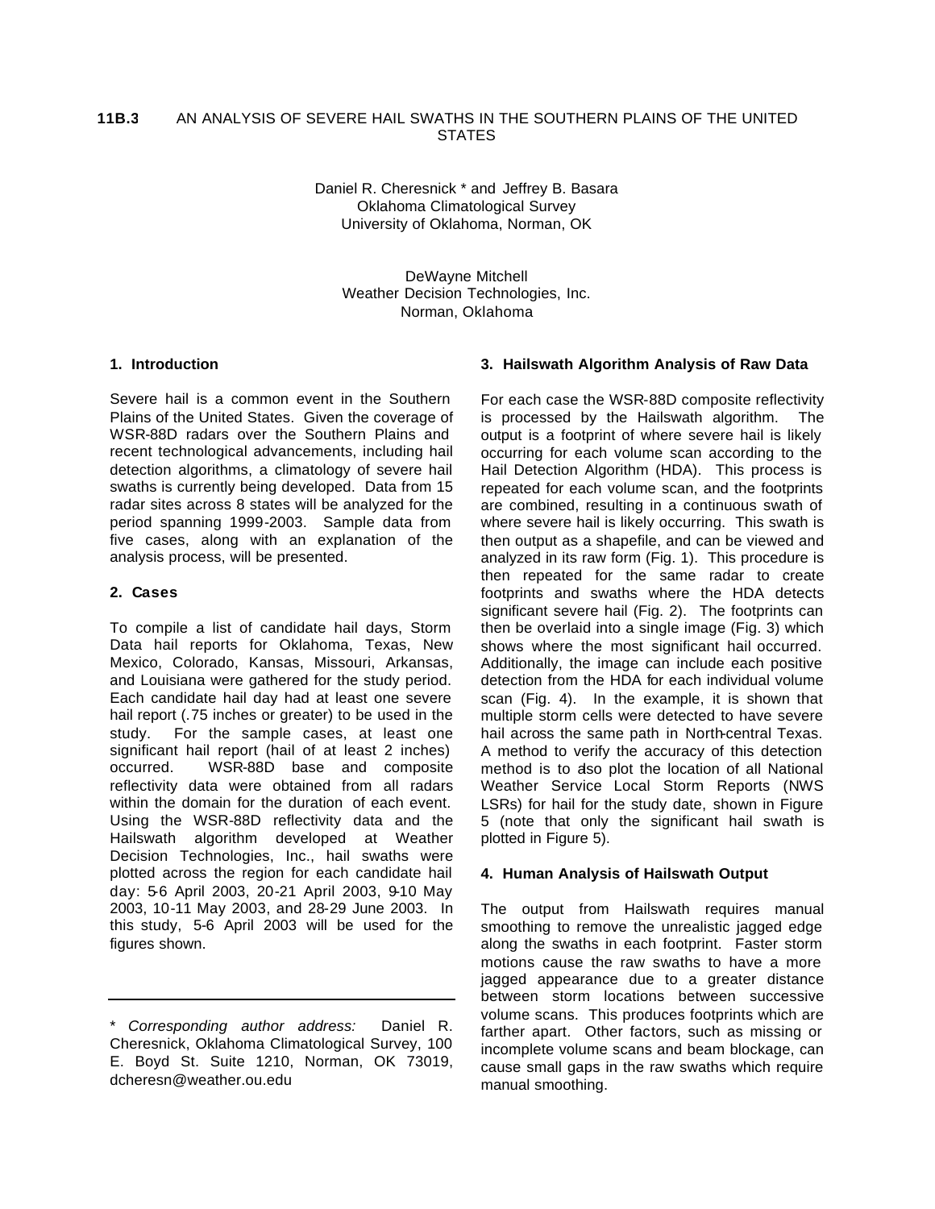**11B.3** AN ANALYSIS OF SEVERE HAIL SWATHS IN THE SOUTHERN PLAINS OF THE UNITED STATES

Daniel R. Cheresnick * and Jeffrey B. Basara
Oklahoma Climatological Survey
University of Oklahoma, Norman, OK

DeWayne Mitchell
Weather Decision Technologies, Inc.
Norman, Oklahoma

## 1. Introduction

Severe hail is a common event in the Southern Plains of the United States. Given the coverage of WSR-88D radars over the Southern Plains and recent technological advancements, including hail detection algorithms, a climatology of severe hail swaths is currently being developed. Data from 15 radar sites across 8 states will be analyzed for the period spanning 1999-2003. Sample data from five cases, along with an explanation of the analysis process, will be presented.

## 2. Cases

To compile a list of candidate hail days, Storm Data hail reports for Oklahoma, Texas, New Mexico, Colorado, Kansas, Missouri, Arkansas, and Louisiana were gathered for the study period. Each candidate hail day had at least one severe hail report (.75 inches or greater) to be used in the study. For the sample cases, at least one significant hail report (hail of at least 2 inches) occurred. WSR-88D base and composite reflectivity data were obtained from all radars within the domain for the duration of each event. Using the WSR-88D reflectivity data and the Hailswath algorithm developed at Weather Decision Technologies, Inc., hail swaths were plotted across the region for each candidate hail day: 5-6 April 2003, 20-21 April 2003, 9-10 May 2003, 10-11 May 2003, and 28-29 June 2003. In this study, 5-6 April 2003 will be used for the figures shown.

---

\* *Corresponding author address:* Daniel R. Cheresnick, Oklahoma Climatological Survey, 100 E. Boyd St. Suite 1210, Norman, OK 73019, dcheresn@weather.ou.edu

## 3. Hailswath Algorithm Analysis of Raw Data

For each case the WSR-88D composite reflectivity is processed by the Hailswath algorithm. The output is a footprint of where severe hail is likely occurring for each volume scan according to the Hail Detection Algorithm (HDA). This process is repeated for each volume scan, and the footprints are combined, resulting in a continuous swath of where severe hail is likely occurring. This swath is then output as a shapefile, and can be viewed and analyzed in its raw form (Fig. 1). This procedure is then repeated for the same radar to create footprints and swaths where the HDA detects significant severe hail (Fig. 2). The footprints can then be overlaid into a single image (Fig. 3) which shows where the most significant hail occurred. Additionally, the image can include each positive detection from the HDA for each individual volume scan (Fig. 4). In the example, it is shown that multiple storm cells were detected to have severe hail across the same path in North-central Texas. A method to verify the accuracy of this detection method is to also plot the location of all National Weather Service Local Storm Reports (NWS LSRs) for hail for the study date, shown in Figure 5 (note that only the significant hail swath is plotted in Figure 5).

## 4. Human Analysis of Hailswath Output

The output from Hailswath requires manual smoothing to remove the unrealistic jagged edge along the swaths in each footprint. Faster storm motions cause the raw swaths to have a more jagged appearance due to a greater distance between storm locations between successive volume scans. This produces footprints which are farther apart. Other factors, such as missing or incomplete volume scans and beam blockage, can cause small gaps in the raw swaths which require manual smoothing.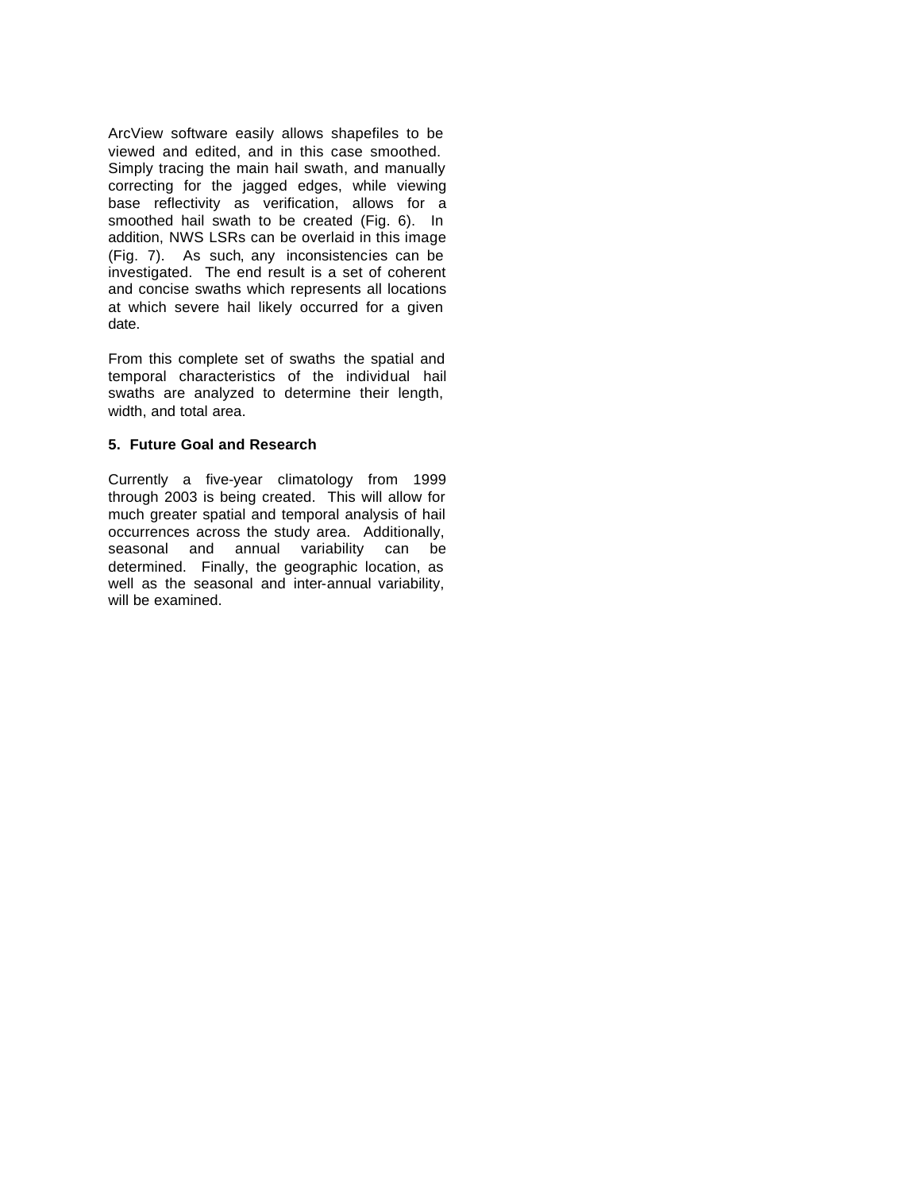ArcView software easily allows shapefiles to be viewed and edited, and in this case smoothed. Simply tracing the main hail swath, and manually correcting for the jagged edges, while viewing base reflectivity as verification, allows for a smoothed hail swath to be created (Fig. 6). In addition, NWS LSRs can be overlaid in this image (Fig. 7). As such, any inconsistencies can be investigated. The end result is a set of coherent and concise swaths which represents all locations at which severe hail likely occurred for a given date.

From this complete set of swaths the spatial and temporal characteristics of the individual hail swaths are analyzed to determine their length, width, and total area.

## 5. Future Goal and Research

Currently a five-year climatology from 1999 through 2003 is being created. This will allow for much greater spatial and temporal analysis of hail occurrences across the study area. Additionally, seasonal and annual variability can be determined. Finally, the geographic location, as well as the seasonal and inter-annual variability, will be examined.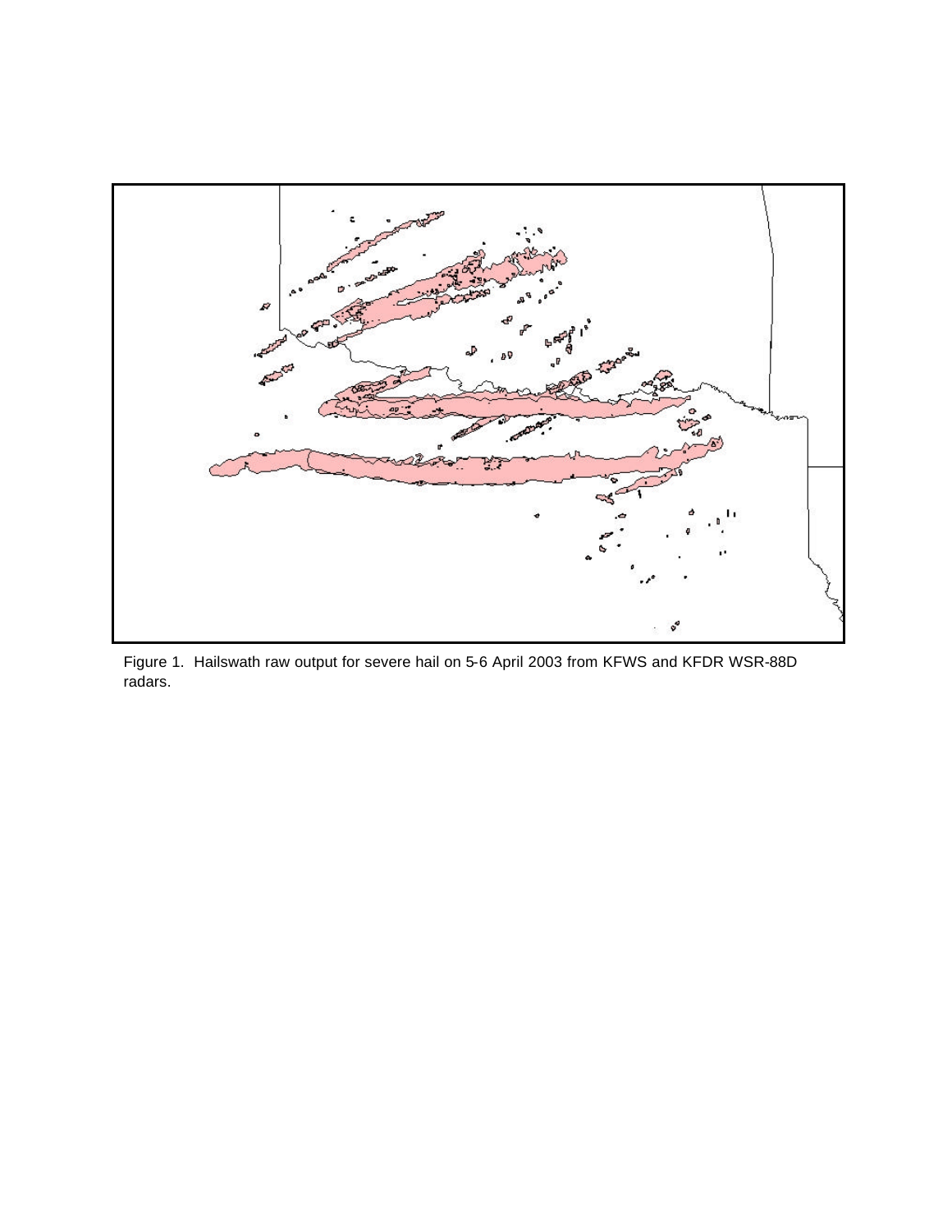Figure 1.  Hailswath raw output for severe hail on 5-6 April 2003 from KFWS and KFDR WSR-88D radars.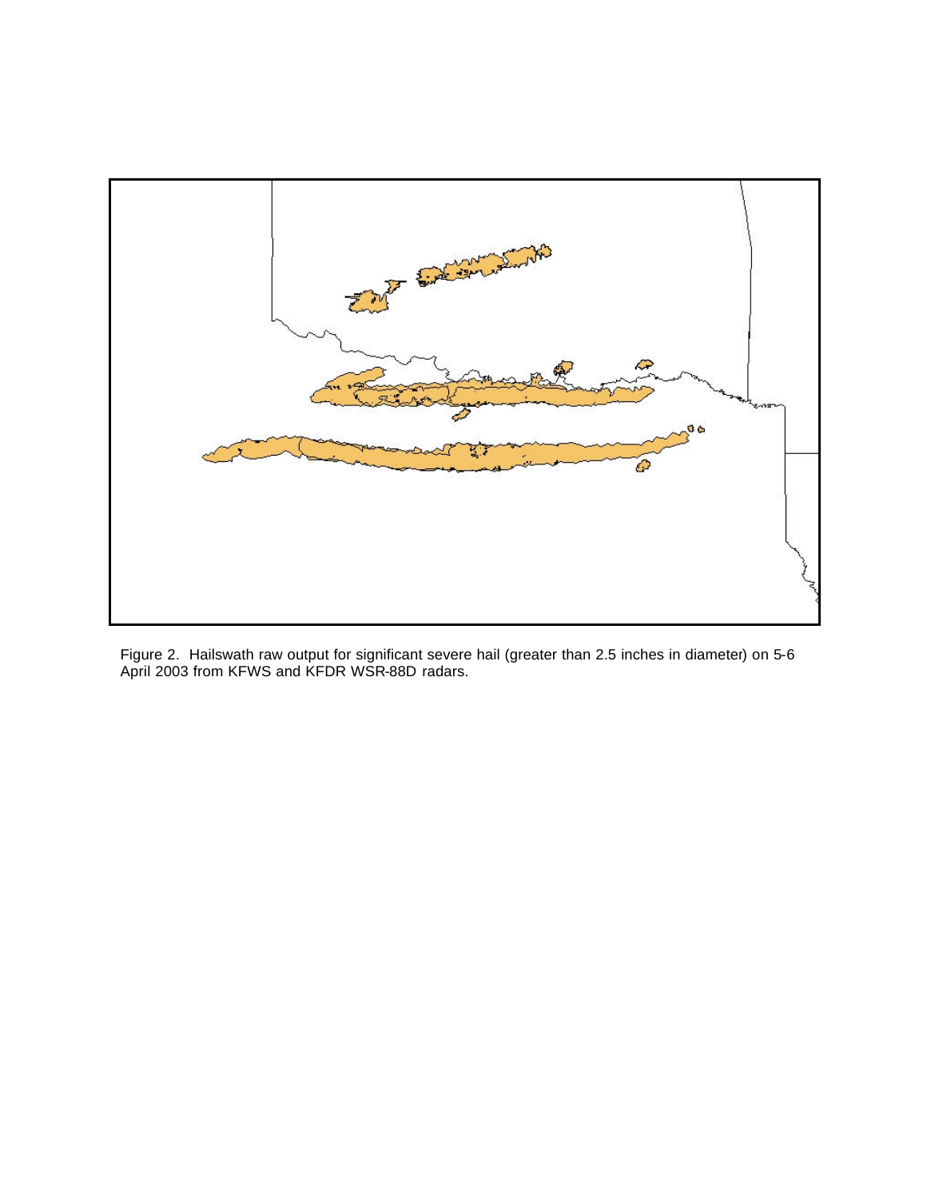Figure 2. Hailswath raw output for significant severe hail (greater than 2.5 inches in diameter) on 5-6 April 2003 from KFWS and KFDR WSR-88D radars.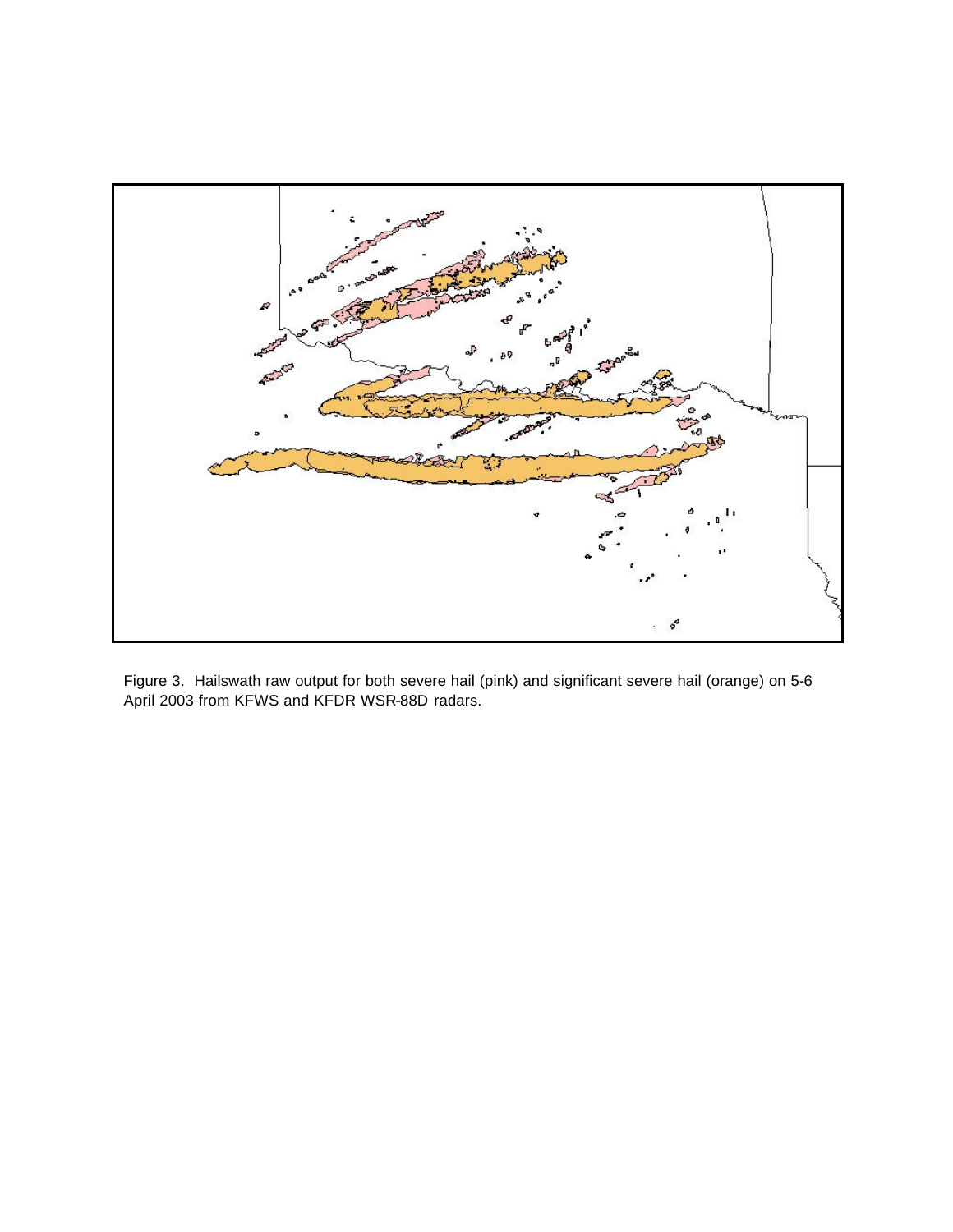Figure 3. Hailswath raw output for both severe hail (pink) and significant severe hail (orange) on 5-6 April 2003 from KFWS and KFDR WSR-88D radars.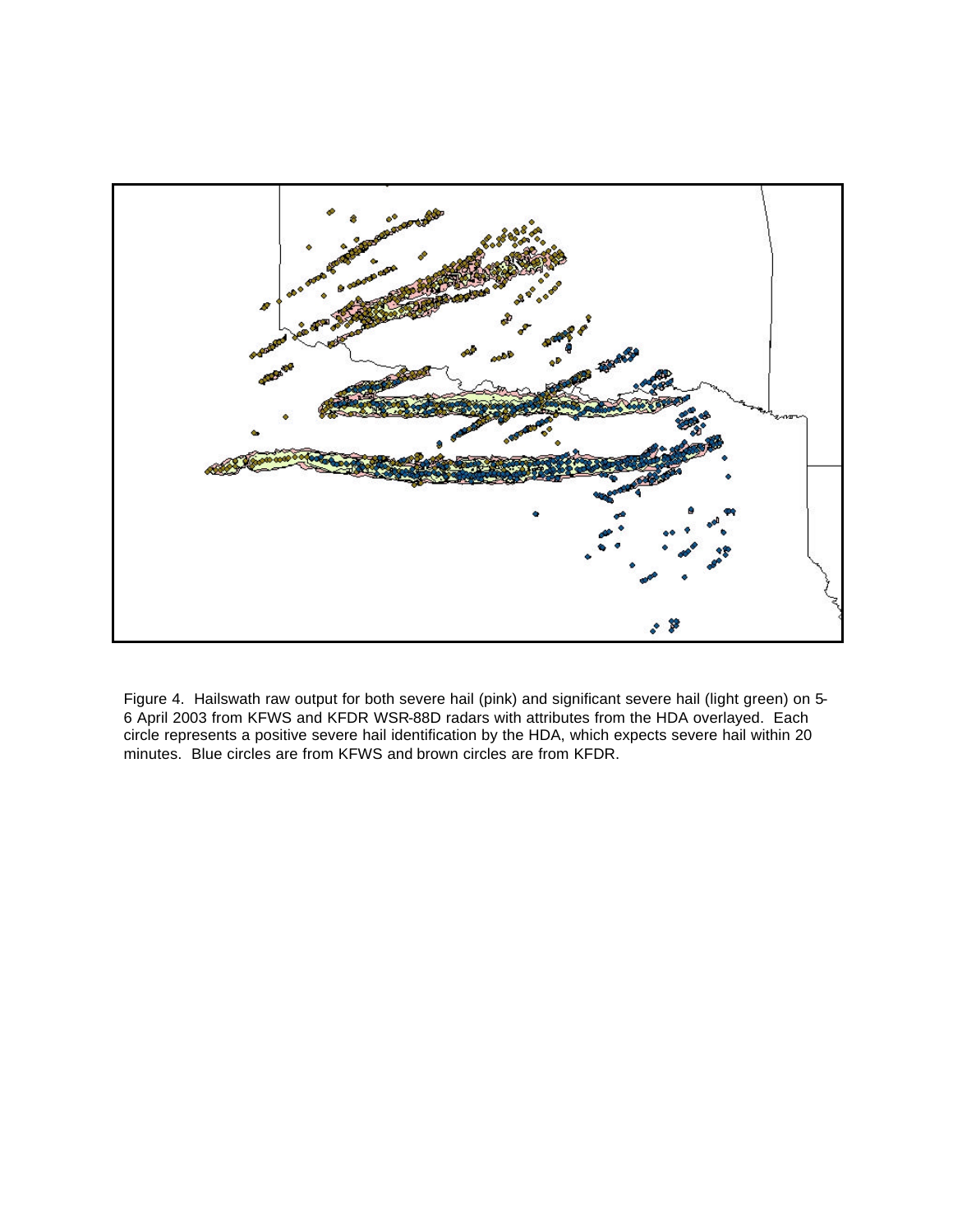Figure 4. Hailswath raw output for both severe hail (pink) and significant severe hail (light green) on 5-6 April 2003 from KFWS and KFDR WSR-88D radars with attributes from the HDA overlayed. Each circle represents a positive severe hail identification by the HDA, which expects severe hail within 20 minutes. Blue circles are from KFWS and brown circles are from KFDR.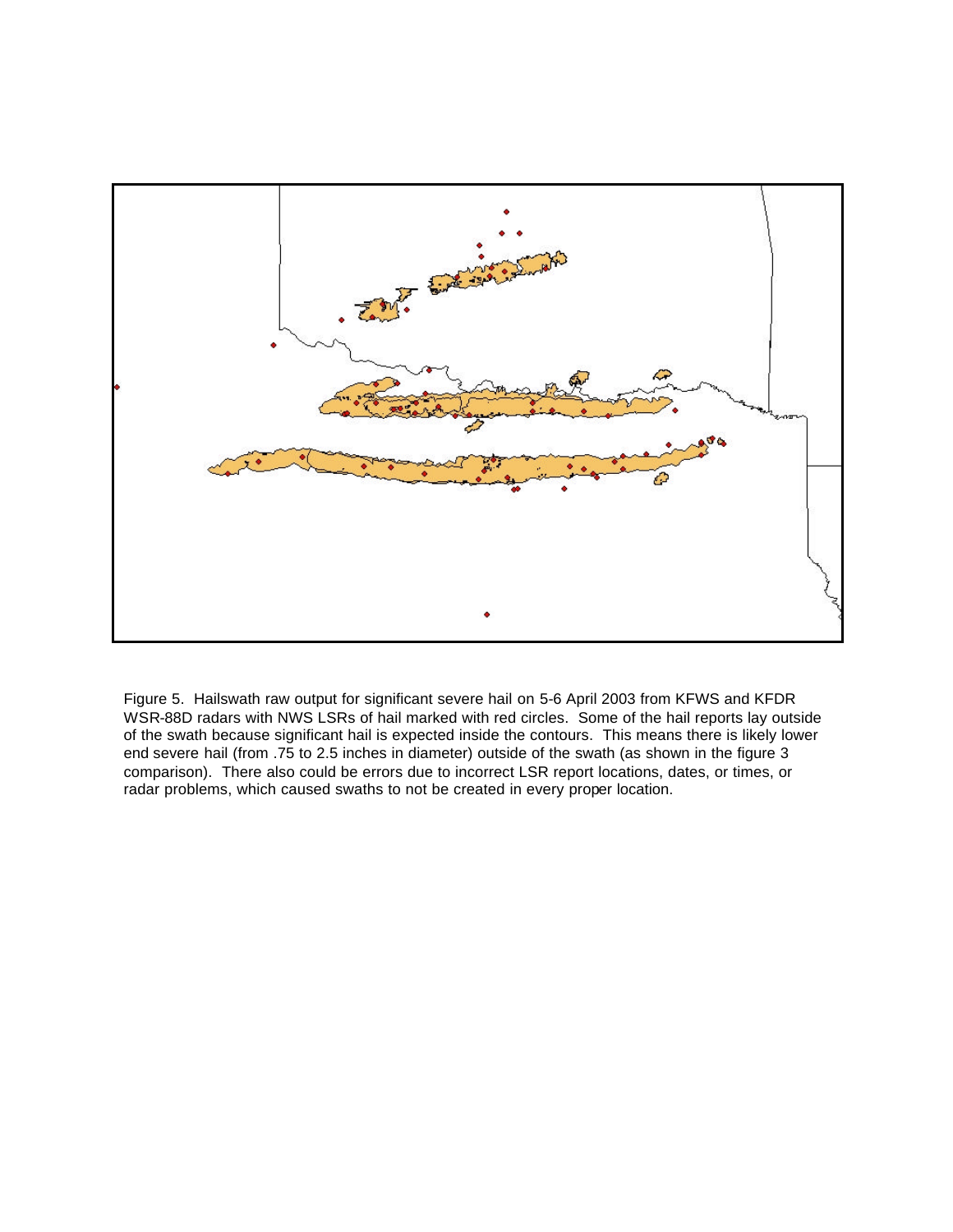Figure 5. Hailswath raw output for significant severe hail on 5-6 April 2003 from KFWS and KFDR WSR-88D radars with NWS LSRs of hail marked with red circles. Some of the hail reports lay outside of the swath because significant hail is expected inside the contours. This means there is likely lower end severe hail (from .75 to 2.5 inches in diameter) outside of the swath (as shown in the figure 3 comparison). There also could be errors due to incorrect LSR report locations, dates, or times, or radar problems, which caused swaths to not be created in every proper location.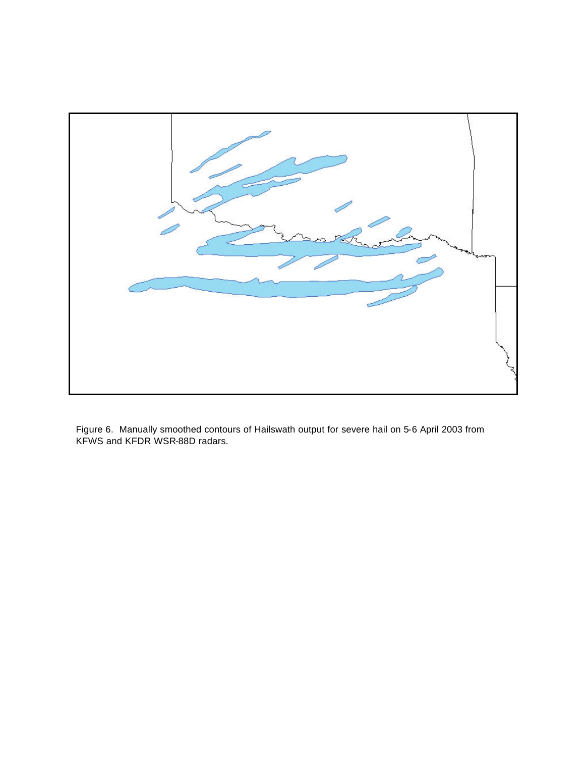Figure 6. Manually smoothed contours of Hailswath output for severe hail on 5-6 April 2003 from KFWS and KFDR WSR-88D radars.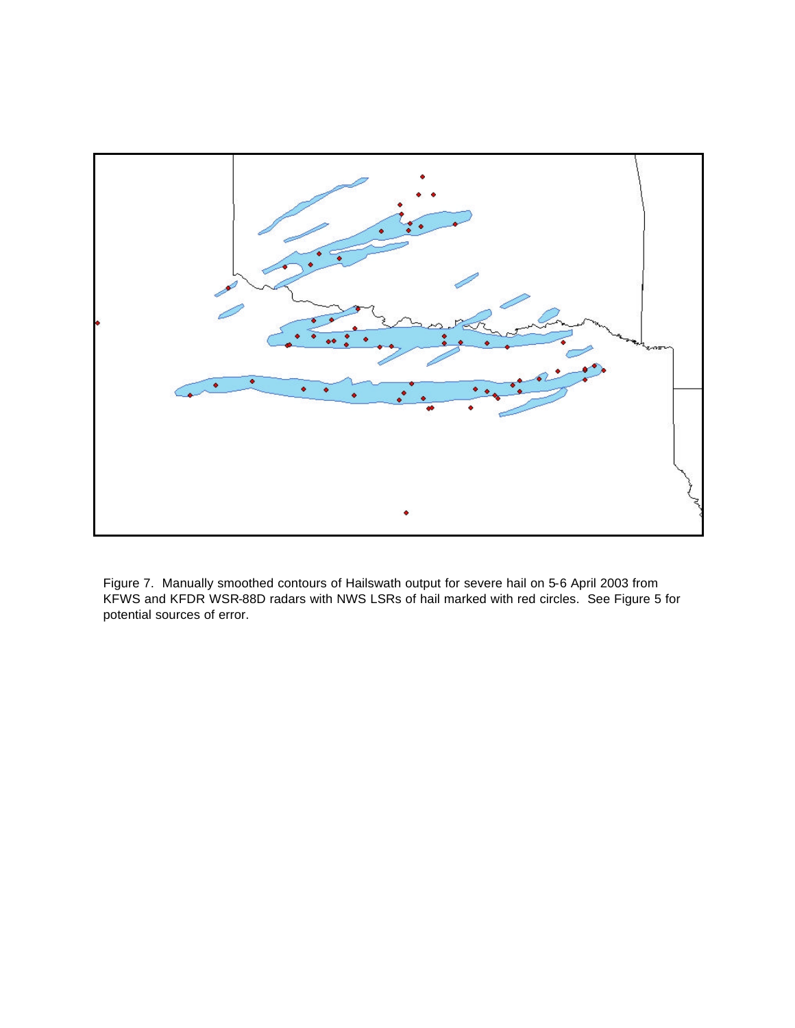Figure 7. Manually smoothed contours of Hailswath output for severe hail on 5-6 April 2003 from KFWS and KFDR WSR-88D radars with NWS LSRs of hail marked with red circles. See Figure 5 for potential sources of error.